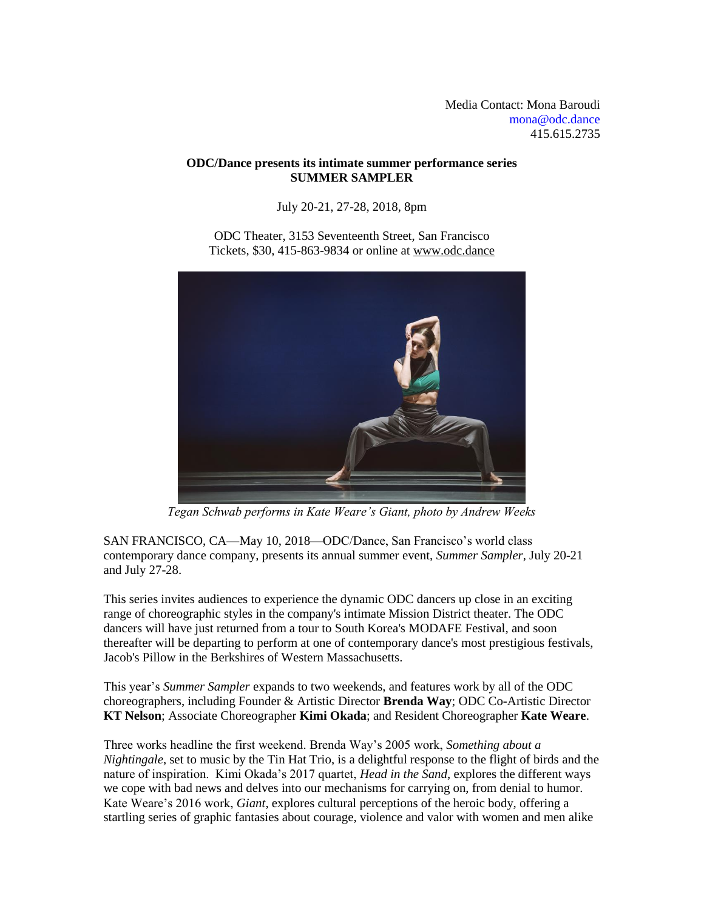Media Contact: Mona Baroudi
mona@odc.dance
415.615.2735

**ODC/Dance presents its intimate summer performance series**
**SUMMER SAMPLER**

July 20-21, 27-28, 2018, 8pm

ODC Theater, 3153 Seventeenth Street, San Francisco
Tickets, $30, 415-863-9834 or online at www.odc.dance

*Tegan Schwab performs in Kate Weare's Giant, photo by Andrew Weeks*

SAN FRANCISCO, CA—May 10, 2018—ODC/Dance, San Francisco's world class contemporary dance company, presents its annual summer event, *Summer Sampler*, July 20-21 and July 27-28.

This series invites audiences to experience the dynamic ODC dancers up close in an exciting range of choreographic styles in the company's intimate Mission District theater. The ODC dancers will have just returned from a tour to South Korea's MODAFE Festival, and soon thereafter will be departing to perform at one of contemporary dance's most prestigious festivals, Jacob's Pillow in the Berkshires of Western Massachusetts.

This year's *Summer Sampler* expands to two weekends, and features work by all of the ODC choreographers, including Founder & Artistic Director **Brenda Way**; ODC Co-Artistic Director **KT Nelson**; Associate Choreographer **Kimi Okada**; and Resident Choreographer **Kate Weare**.

Three works headline the first weekend. Brenda Way's 2005 work, *Something about a Nightingale*, set to music by the Tin Hat Trio, is a delightful response to the flight of birds and the nature of inspiration. Kimi Okada's 2017 quartet, *Head in the Sand*, explores the different ways we cope with bad news and delves into our mechanisms for carrying on, from denial to humor. Kate Weare's 2016 work, *Giant*, explores cultural perceptions of the heroic body, offering a startling series of graphic fantasies about courage, violence and valor with women and men alike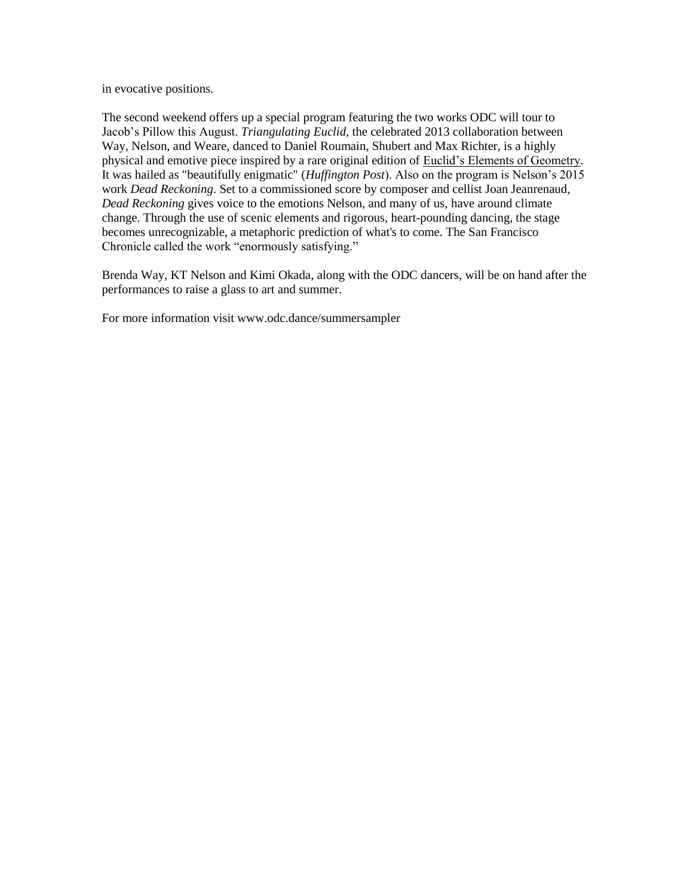in evocative positions.

The second weekend offers up a special program featuring the two works ODC will tour to Jacob's Pillow this August. *Triangulating Euclid,* the celebrated 2013 collaboration between Way, Nelson, and Weare, danced to Daniel Roumain, Shubert and Max Richter, is a highly physical and emotive piece inspired by a rare original edition of Euclid's Elements of Geometry. It was hailed as "beautifully enigmatic" (*Huffington Post*). Also on the program is Nelson's 2015 work *Dead Reckoning*. Set to a commissioned score by composer and cellist Joan Jeanrenaud, *Dead Reckoning* gives voice to the emotions Nelson, and many of us, have around climate change. Through the use of scenic elements and rigorous, heart-pounding dancing, the stage becomes unrecognizable, a metaphoric prediction of what's to come. The San Francisco Chronicle called the work "enormously satisfying."

Brenda Way, KT Nelson and Kimi Okada, along with the ODC dancers, will be on hand after the performances to raise a glass to art and summer.

For more information visit www.odc.dance/summersampler